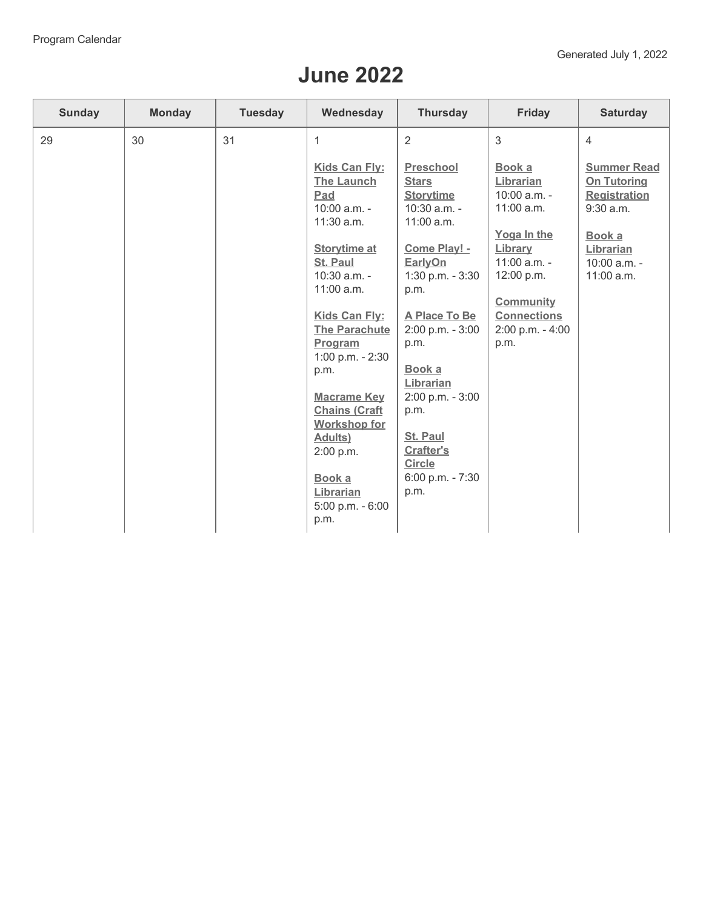Program Calendar

Generated July 1, 2022

# June 2022

| Sunday | Monday | Tuesday | Wednesday | Thursday | Friday | Saturday |
|---|---|---|---|---|---|---|
| 29 | 30 | 31 | 1<br><br>**Kids Can Fly: The Launch Pad**<br>10:00 a.m. - 11:30 a.m.<br><br>**Storytime at St. Paul**<br>10:30 a.m. - 11:00 a.m.<br><br>**Kids Can Fly: The Parachute Program**<br>1:00 p.m. - 2:30 p.m.<br><br>**Macrame Key Chains (Craft Workshop for Adults)**<br>2:00 p.m.<br><br>**Book a Librarian**<br>5:00 p.m. - 6:00 p.m. | 2<br><br>**Preschool Stars Storytime**<br>10:30 a.m. - 11:00 a.m.<br><br>**Come Play! - EarlyOn**<br>1:30 p.m. - 3:30 p.m.<br><br>**A Place To Be**<br>2:00 p.m. - 3:00 p.m.<br><br>**Book a Librarian**<br>2:00 p.m. - 3:00 p.m.<br><br>**St. Paul Crafter's Circle**<br>6:00 p.m. - 7:30 p.m. | 3<br><br>**Book a Librarian**<br>10:00 a.m. - 11:00 a.m.<br><br>**Yoga In the Library**<br>11:00 a.m. - 12:00 p.m.<br><br>**Community Connections**<br>2:00 p.m. - 4:00 p.m. | 4<br><br>**Summer Read On Tutoring Registration**<br>9:30 a.m.<br><br>**Book a Librarian**<br>10:00 a.m. - 11:00 a.m. |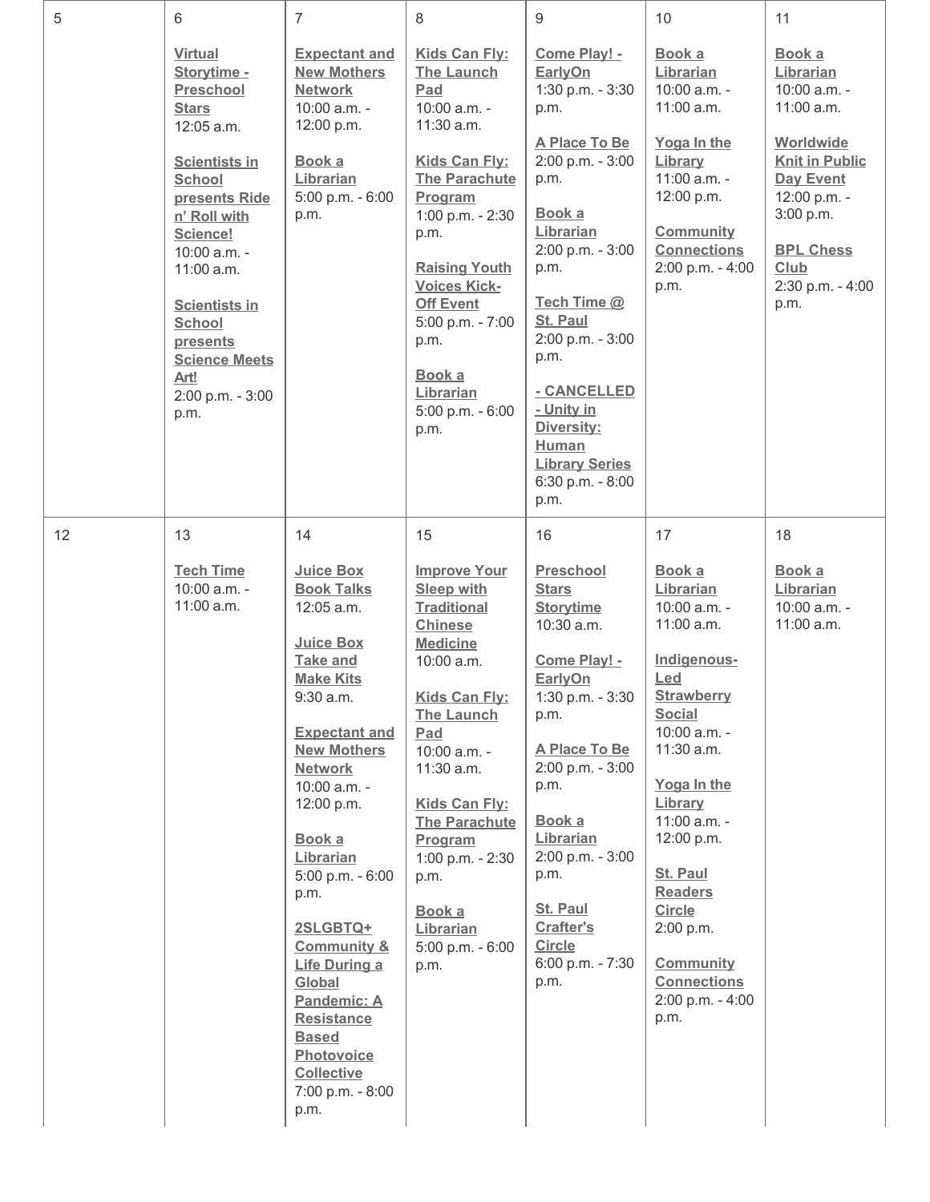| 5 | 6 | 7 | 8 | 9 | 10 | 11 |
|---|---|---|---|---|---|---|
| | **Virtual Storytime - Preschool Stars** 12:05 a.m.<br><br>**Scientists in School presents Ride n' Roll with Science!** 10:00 a.m. - 11:00 a.m.<br><br>**Scientists in School presents Science Meets Art!** 2:00 p.m. - 3:00 p.m. | **Expectant and New Mothers Network** 10:00 a.m. - 12:00 p.m.<br><br>**Book a Librarian** 5:00 p.m. - 6:00 p.m. | **Kids Can Fly: The Launch Pad** 10:00 a.m. - 11:30 a.m.<br><br>**Kids Can Fly: The Parachute Program** 1:00 p.m. - 2:30 p.m.<br><br>**Raising Youth Voices Kick-Off Event** 5:00 p.m. - 7:00 p.m.<br><br>**Book a Librarian** 5:00 p.m. - 6:00 p.m. | **Come Play! - EarlyOn** 1:30 p.m. - 3:30 p.m.<br><br>**A Place To Be** 2:00 p.m. - 3:00 p.m.<br><br>**Book a Librarian** 2:00 p.m. - 3:00 p.m.<br><br>**Tech Time @ St. Paul** 2:00 p.m. - 3:00 p.m.<br><br>**- CANCELLED - Unity in Diversity: Human Library Series** 6:30 p.m. - 8:00 p.m. | **Book a Librarian** 10:00 a.m. - 11:00 a.m.<br><br>**Yoga In the Library** 11:00 a.m. - 12:00 p.m.<br><br>**Community Connections** 2:00 p.m. - 4:00 p.m. | **Book a Librarian** 10:00 a.m. - 11:00 a.m.<br><br>**Worldwide Knit in Public Day Event** 12:00 p.m. - 3:00 p.m.<br><br>**BPL Chess Club** 2:30 p.m. - 4:00 p.m. |
| 12 | 13<br><br>**Tech Time** 10:00 a.m. - 11:00 a.m. | 14<br><br>**Juice Box Book Talks** 12:05 a.m.<br><br>**Juice Box Take and Make Kits** 9:30 a.m.<br><br>**Expectant and New Mothers Network** 10:00 a.m. - 12:00 p.m.<br><br>**Book a Librarian** 5:00 p.m. - 6:00 p.m.<br><br>**2SLGBTQ+ Community & Life During a Global Pandemic: A Resistance Based Photovoice Collective** 7:00 p.m. - 8:00 p.m. | 15<br><br>**Improve Your Sleep with Traditional Chinese Medicine** 10:00 a.m.<br><br>**Kids Can Fly: The Launch Pad** 10:00 a.m. - 11:30 a.m.<br><br>**Kids Can Fly: The Parachute Program** 1:00 p.m. - 2:30 p.m.<br><br>**Book a Librarian** 5:00 p.m. - 6:00 p.m. | 16<br><br>**Preschool Stars Storytime** 10:30 a.m.<br><br>**Come Play! - EarlyOn** 1:30 p.m. - 3:30 p.m.<br><br>**A Place To Be** 2:00 p.m. - 3:00 p.m.<br><br>**Book a Librarian** 2:00 p.m. - 3:00 p.m.<br><br>**St. Paul Crafter's Circle** 6:00 p.m. - 7:30 p.m. | 17<br><br>**Book a Librarian** 10:00 a.m. - 11:00 a.m.<br><br>**Indigenous-Led Strawberry Social** 10:00 a.m. - 11:30 a.m.<br><br>**Yoga In the Library** 11:00 a.m. - 12:00 p.m.<br><br>**St. Paul Readers Circle** 2:00 p.m.<br><br>**Community Connections** 2:00 p.m. - 4:00 p.m. | 18<br><br>**Book a Librarian** 10:00 a.m. - 11:00 a.m. |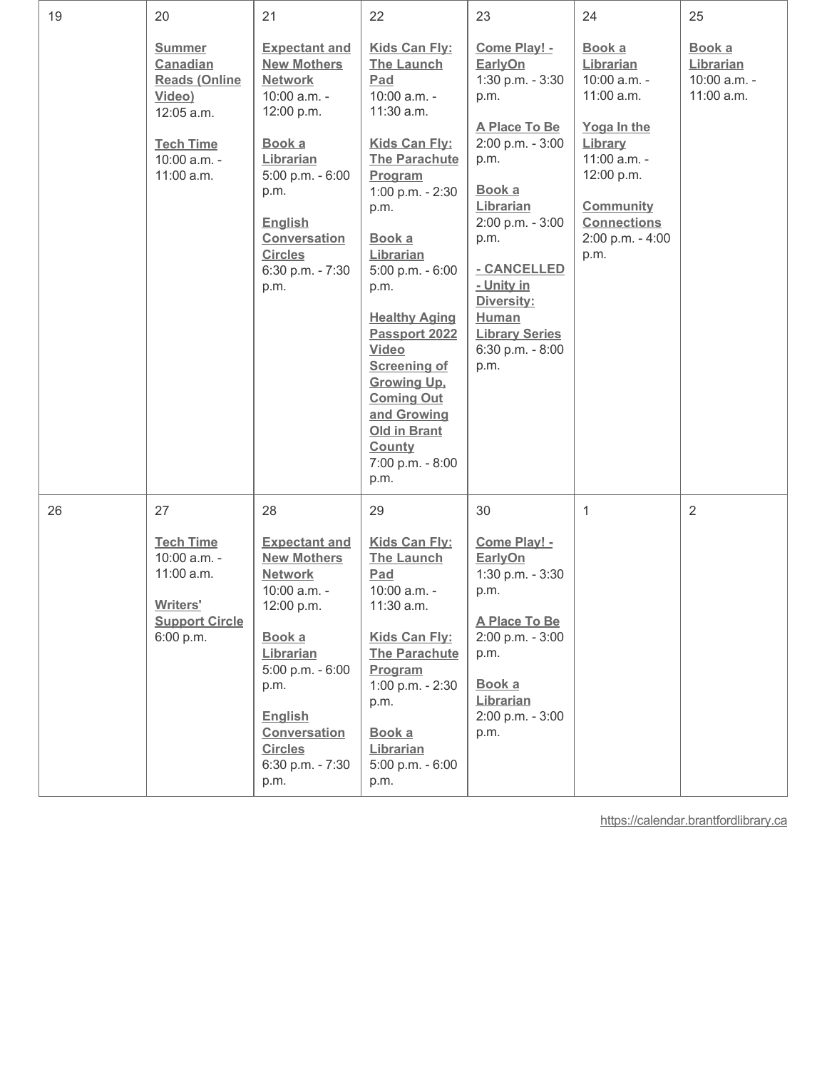| | | | | | | |
|---|---|---|---|---|---|---|
| 19 | 20<br><br>**Summer Canadian Reads (Online Video)**<br>12:05 a.m.<br><br>**Tech Time**<br>10:00 a.m. - 11:00 a.m. | 21<br><br>**Expectant and New Mothers Network**<br>10:00 a.m. - 12:00 p.m.<br><br>**Book a Librarian**<br>5:00 p.m. - 6:00 p.m.<br><br>**English Conversation Circles**<br>6:30 p.m. - 7:30 p.m. | 22<br><br>**Kids Can Fly: The Launch Pad**<br>10:00 a.m. - 11:30 a.m.<br><br>**Kids Can Fly: The Parachute Program**<br>1:00 p.m. - 2:30 p.m.<br><br>**Book a Librarian**<br>5:00 p.m. - 6:00 p.m.<br><br>**Healthy Aging Passport 2022 Video Screening of Growing Up, Coming Out and Growing Old in Brant County**<br>7:00 p.m. - 8:00 p.m. | 23<br><br>**Come Play! - EarlyOn**<br>1:30 p.m. - 3:30 p.m.<br><br>**A Place To Be**<br>2:00 p.m. - 3:00 p.m.<br><br>**Book a Librarian**<br>2:00 p.m. - 3:00 p.m.<br><br>**- CANCELLED - Unity in Diversity: Human Library Series**<br>6:30 p.m. - 8:00 p.m. | 24<br><br>**Book a Librarian**<br>10:00 a.m. - 11:00 a.m.<br><br>**Yoga In the Library**<br>11:00 a.m. - 12:00 p.m.<br><br>**Community Connections**<br>2:00 p.m. - 4:00 p.m. | 25<br><br>**Book a Librarian**<br>10:00 a.m. - 11:00 a.m. |
| 26 | 27<br><br>**Tech Time**<br>10:00 a.m. - 11:00 a.m.<br><br>**Writers' Support Circle**<br>6:00 p.m. | 28<br><br>**Expectant and New Mothers Network**<br>10:00 a.m. - 12:00 p.m.<br><br>**Book a Librarian**<br>5:00 p.m. - 6:00 p.m.<br><br>**English Conversation Circles**<br>6:30 p.m. - 7:30 p.m. | 29<br><br>**Kids Can Fly: The Launch Pad**<br>10:00 a.m. - 11:30 a.m.<br><br>**Kids Can Fly: The Parachute Program**<br>1:00 p.m. - 2:30 p.m.<br><br>**Book a Librarian**<br>5:00 p.m. - 6:00 p.m. | 30<br><br>**Come Play! - EarlyOn**<br>1:30 p.m. - 3:30 p.m.<br><br>**A Place To Be**<br>2:00 p.m. - 3:00 p.m.<br><br>**Book a Librarian**<br>2:00 p.m. - 3:00 p.m. | 1 | 2 |

https://calendar.brantfordlibrary.ca